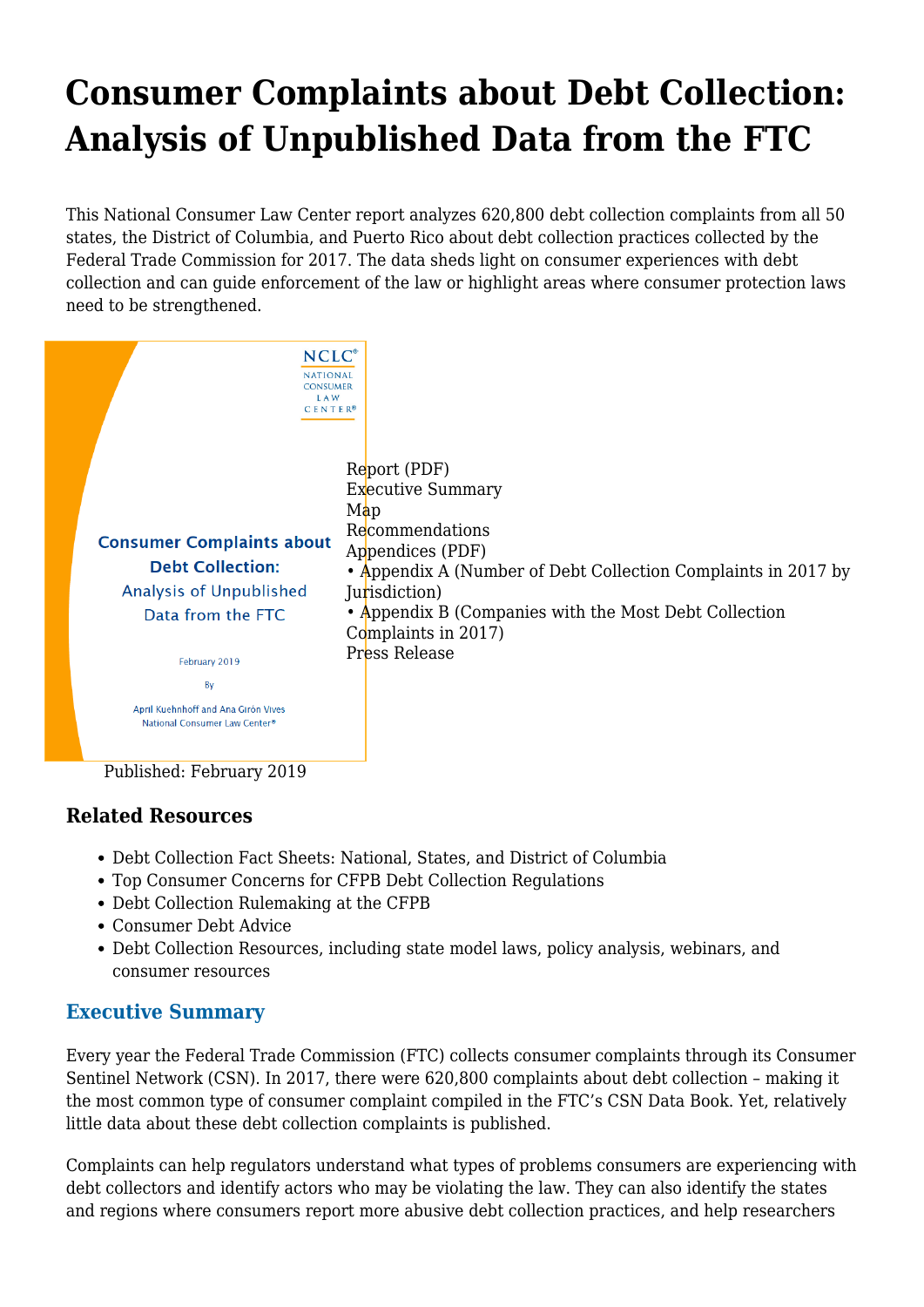# Consumer Complaints about Debt Collection: Analysis of Unpublished Data from the FTC

This National Consumer Law Center report analyzes 620,800 debt collection complaints from all 50 states, the District of Columbia, and Puerto Rico about debt collection practices collected by the Federal Trade Commission for 2017. The data sheds light on consumer experiences with debt collection and can guide enforcement of the law or highlight areas where consumer protection laws need to be strengthened.

Report (PDF)
Executive Summary
Map
Recommendations
Appendices (PDF)
• Appendix A (Number of Debt Collection Complaints in 2017 by Jurisdiction)
• Appendix B (Companies with the Most Debt Collection Complaints in 2017)
Press Release

Published: February 2019

### Related Resources

- Debt Collection Fact Sheets: National, States, and District of Columbia
- Top Consumer Concerns for CFPB Debt Collection Regulations
- Debt Collection Rulemaking at the CFPB
- Consumer Debt Advice
- Debt Collection Resources, including state model laws, policy analysis, webinars, and consumer resources

### Executive Summary

Every year the Federal Trade Commission (FTC) collects consumer complaints through its Consumer Sentinel Network (CSN). In 2017, there were 620,800 complaints about debt collection – making it the most common type of consumer complaint compiled in the FTC's CSN Data Book. Yet, relatively little data about these debt collection complaints is published.

Complaints can help regulators understand what types of problems consumers are experiencing with debt collectors and identify actors who may be violating the law. They can also identify the states and regions where consumers report more abusive debt collection practices, and help researchers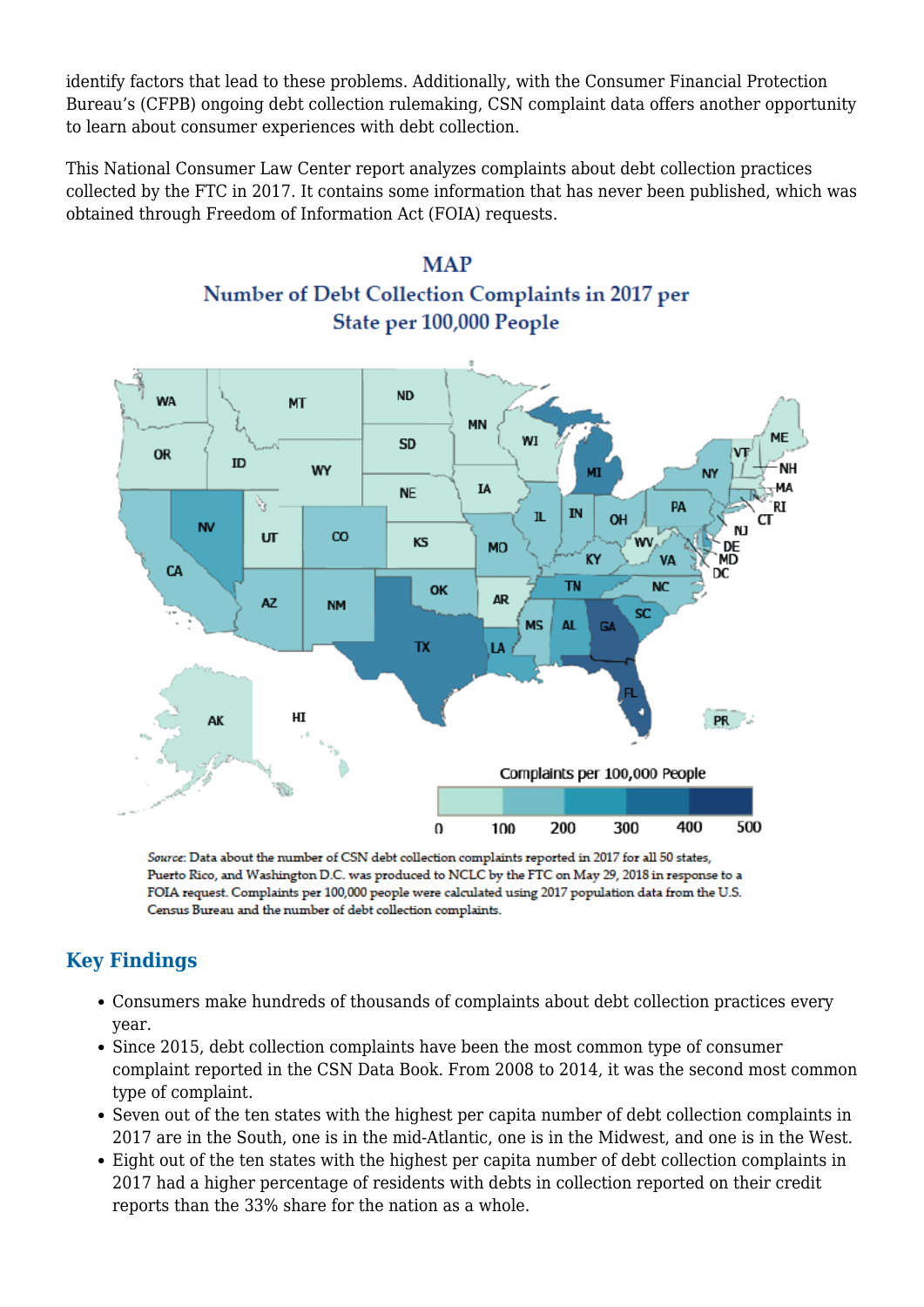identify factors that lead to these problems. Additionally, with the Consumer Financial Protection Bureau's (CFPB) ongoing debt collection rulemaking, CSN complaint data offers another opportunity to learn about consumer experiences with debt collection.

This National Consumer Law Center report analyzes complaints about debt collection practices collected by the FTC in 2017. It contains some information that has never been published, which was obtained through Freedom of Information Act (FOIA) requests.

MAP

Number of Debt Collection Complaints in 2017 per State per 100,000 People

*Source*: Data about the number of CSN debt collection complaints reported in 2017 for all 50 states, Puerto Rico, and Washington D.C. was produced to NCLC by the FTC on May 29, 2018 in response to a FOIA request. Complaints per 100,000 people were calculated using 2017 population data from the U.S. Census Bureau and the number of debt collection complaints.

## Key Findings

- Consumers make hundreds of thousands of complaints about debt collection practices every year.
- Since 2015, debt collection complaints have been the most common type of consumer complaint reported in the CSN Data Book. From 2008 to 2014, it was the second most common type of complaint.
- Seven out of the ten states with the highest per capita number of debt collection complaints in 2017 are in the South, one is in the mid-Atlantic, one is in the Midwest, and one is in the West.
- Eight out of the ten states with the highest per capita number of debt collection complaints in 2017 had a higher percentage of residents with debts in collection reported on their credit reports than the 33% share for the nation as a whole.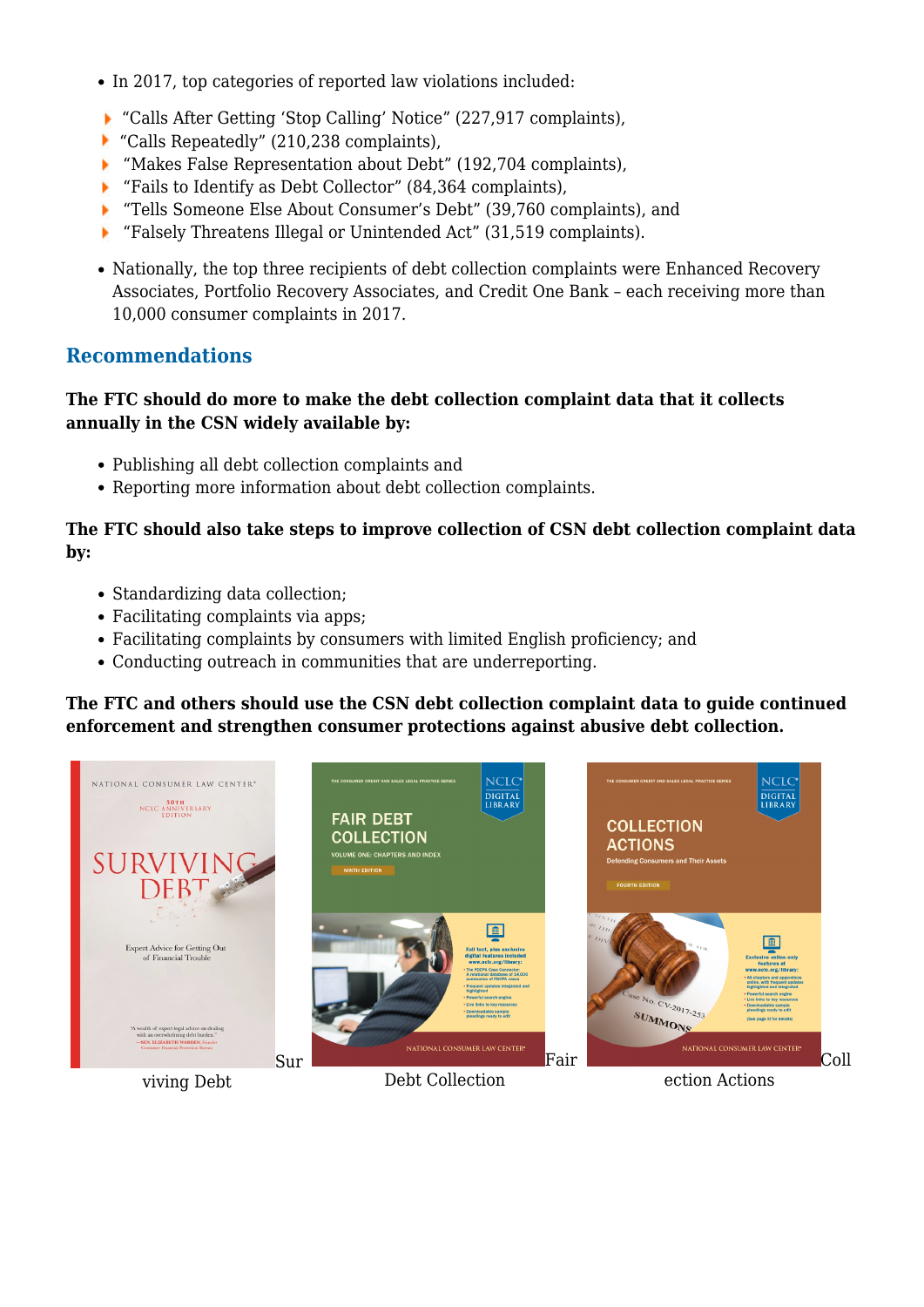- In 2017, top categories of reported law violations included:
  - "Calls After Getting 'Stop Calling' Notice" (227,917 complaints),
  - "Calls Repeatedly" (210,238 complaints),
  - "Makes False Representation about Debt" (192,704 complaints),
  - "Fails to Identify as Debt Collector" (84,364 complaints),
  - "Tells Someone Else About Consumer's Debt" (39,760 complaints), and
  - "Falsely Threatens Illegal or Unintended Act" (31,519 complaints).
- Nationally, the top three recipients of debt collection complaints were Enhanced Recovery Associates, Portfolio Recovery Associates, and Credit One Bank – each receiving more than 10,000 consumer complaints in 2017.

## Recommendations

**The FTC should do more to make the debt collection complaint data that it collects annually in the CSN widely available by:**

- Publishing all debt collection complaints and
- Reporting more information about debt collection complaints.

**The FTC should also take steps to improve collection of CSN debt collection complaint data by:**

- Standardizing data collection;
- Facilitating complaints via apps;
- Facilitating complaints by consumers with limited English proficiency; and
- Conducting outreach in communities that are underreporting.

**The FTC and others should use the CSN debt collection complaint data to guide continued enforcement and strengthen consumer protections against abusive debt collection.**

Surviving Debt

Fair Debt Collection

Collection Actions